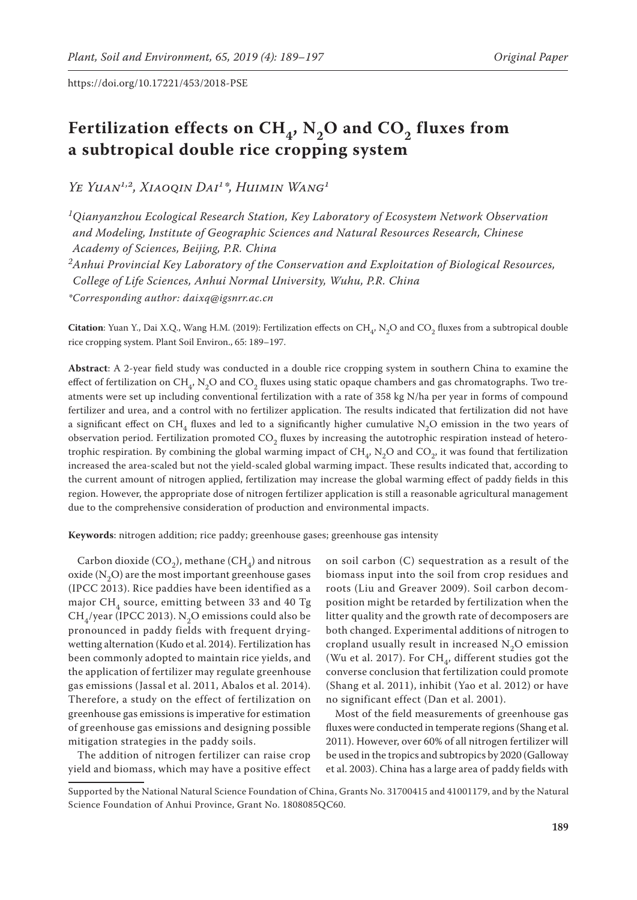https://doi.org/10.17221/453/2018-PSE

# Fertilization effects on $CH_4$, $N_2O$ and $CO_2$ fluxes from a subtropical double rice cropping system

*Ye Yuan*[1,2], *Xiaoqin Dai*[1]*, *Huimin Wang*[1]

[1]*Qianyanzhou Ecological Research Station, Key Laboratory of Ecosystem Network Observation and Modeling, Institute of Geographic Sciences and Natural Resources Research, Chinese Academy of Sciences, Beijing, P.R. China*

[2]*Anhui Provincial Key Laboratory of the Conservation and Exploitation of Biological Resources, College of Life Sciences, Anhui Normal University, Wuhu, P.R. China*

**Corresponding author: daixq@igsnrr.ac.cn*

**Citation**: Yuan Y., Dai X.Q., Wang H.M. (2019): Fertilization effects on $CH_4$, $N_2O$ and $CO_2$ fluxes from a subtropical double rice cropping system. Plant Soil Environ., 65: 189–197.

**Abstract**: A 2-year field study was conducted in a double rice cropping system in southern China to examine the effect of fertilization on $CH_4$, $N_2O$ and $CO_2$ fluxes using static opaque chambers and gas chromatographs. Two treatments were set up including conventional fertilization with a rate of 358 kg N/ha per year in forms of compound fertilizer and urea, and a control with no fertilizer application. The results indicated that fertilization did not have a significant effect on $CH_4$ fluxes and led to a significantly higher cumulative $N_2O$ emission in the two years of observation period. Fertilization promoted $CO_2$ fluxes by increasing the autotrophic respiration instead of heterotrophic respiration. By combining the global warming impact of $CH_4$, $N_2O$ and $CO_2$, it was found that fertilization increased the area-scaled but not the yield-scaled global warming impact. These results indicated that, according to the current amount of nitrogen applied, fertilization may increase the global warming effect of paddy fields in this region. However, the appropriate dose of nitrogen fertilizer application is still a reasonable agricultural management due to the comprehensive consideration of production and environmental impacts.

**Keywords**: nitrogen addition; rice paddy; greenhouse gases; greenhouse gas intensity

Carbon dioxide ($CO_2$), methane ($CH_4$) and nitrous oxide ($N_2O$) are the most important greenhouse gases (IPCC 2013). Rice paddies have been identified as a major $CH_4$ source, emitting between 33 and 40 Tg $CH_4$/year (IPCC 2013). $N_2O$ emissions could also be pronounced in paddy fields with frequent drying-wetting alternation (Kudo et al. 2014). Fertilization has been commonly adopted to maintain rice yields, and the application of fertilizer may regulate greenhouse gas emissions (Jassal et al. 2011, Abalos et al. 2014). Therefore, a study on the effect of fertilization on greenhouse gas emissions is imperative for estimation of greenhouse gas emissions and designing possible mitigation strategies in the paddy soils.

The addition of nitrogen fertilizer can raise crop yield and biomass, which may have a positive effect on soil carbon (C) sequestration as a result of the biomass input into the soil from crop residues and roots (Liu and Greaver 2009). Soil carbon decomposition might be retarded by fertilization when the litter quality and the growth rate of decomposers are both changed. Experimental additions of nitrogen to cropland usually result in increased $N_2O$ emission (Wu et al. 2017). For $CH_4$, different studies got the converse conclusion that fertilization could promote (Shang et al. 2011), inhibit (Yao et al. 2012) or have no significant effect (Dan et al. 2001).

Most of the field measurements of greenhouse gas fluxes were conducted in temperate regions (Shang et al. 2011). However, over 60% of all nitrogen fertilizer will be used in the tropics and subtropics by 2020 (Galloway et al. 2003). China has a large area of paddy fields with

Supported by the National Natural Science Foundation of China, Grants No. 31700415 and 41001179, and by the Natural Science Foundation of Anhui Province, Grant No. 1808085QC60.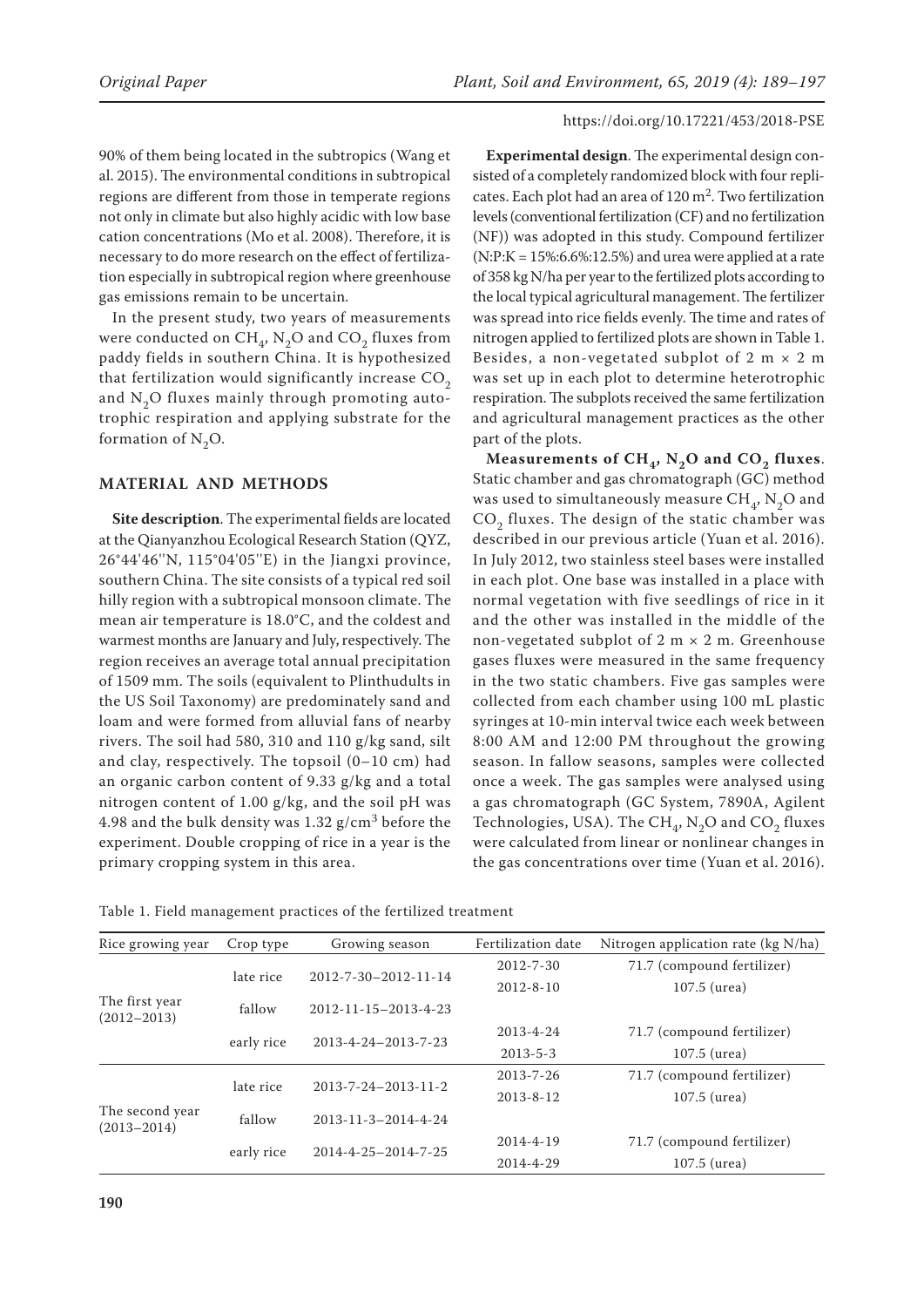90% of them being located in the subtropics (Wang et al. 2015). The environmental conditions in subtropical regions are different from those in temperate regions not only in climate but also highly acidic with low base cation concentrations (Mo et al. 2008). Therefore, it is necessary to do more research on the effect of fertilization especially in subtropical region where greenhouse gas emissions remain to be uncertain.

In the present study, two years of measurements were conducted on $CH_4$, $N_2O$ and $CO_2$ fluxes from paddy fields in southern China. It is hypothesized that fertilization would significantly increase $CO_2$ and $N_2O$ fluxes mainly through promoting autotrophic respiration and applying substrate for the formation of $N_2O$.

## MATERIAL AND METHODS

**Site description**. The experimental fields are located at the Qianyanzhou Ecological Research Station (QYZ, 26°44'46''N, 115°04'05''E) in the Jiangxi province, southern China. The site consists of a typical red soil hilly region with a subtropical monsoon climate. The mean air temperature is 18.0°C, and the coldest and warmest months are January and July, respectively. The region receives an average total annual precipitation of 1509 mm. The soils (equivalent to Plinthudults in the US Soil Taxonomy) are predominately sand and loam and were formed from alluvial fans of nearby rivers. The soil had 580, 310 and 110 g/kg sand, silt and clay, respectively. The topsoil (0–10 cm) had an organic carbon content of 9.33 g/kg and a total nitrogen content of 1.00 g/kg, and the soil pH was 4.98 and the bulk density was 1.32 g/cm$^3$ before the experiment. Double cropping of rice in a year is the primary cropping system in this area.

**Experimental design**. The experimental design consisted of a completely randomized block with four replicates. Each plot had an area of 120 m$^2$. Two fertilization levels (conventional fertilization (CF) and no fertilization (NF)) was adopted in this study. Compound fertilizer (N:P:K = 15%:6.6%:12.5%) and urea were applied at a rate of 358 kg N/ha per year to the fertilized plots according to the local typical agricultural management. The fertilizer was spread into rice fields evenly. The time and rates of nitrogen applied to fertilized plots are shown in Table 1. Besides, a non-vegetated subplot of 2 m × 2 m was set up in each plot to determine heterotrophic respiration. The subplots received the same fertilization and agricultural management practices as the other part of the plots.

**Measurements of $CH_4$, $N_2O$ and $CO_2$ fluxes**. Static chamber and gas chromatograph (GC) method was used to simultaneously measure $CH_4$, $N_2O$ and $CO_2$ fluxes. The design of the static chamber was described in our previous article (Yuan et al. 2016). In July 2012, two stainless steel bases were installed in each plot. One base was installed in a place with normal vegetation with five seedlings of rice in it and the other was installed in the middle of the non-vegetated subplot of 2 m × 2 m. Greenhouse gases fluxes were measured in the same frequency in the two static chambers. Five gas samples were collected from each chamber using 100 mL plastic syringes at 10-min interval twice each week between 8:00 AM and 12:00 PM throughout the growing season. In fallow seasons, samples were collected once a week. The gas samples were analysed using a gas chromatograph (GC System, 7890A, Agilent Technologies, USA). The $CH_4$, $N_2O$ and $CO_2$ fluxes were calculated from linear or nonlinear changes in the gas concentrations over time (Yuan et al. 2016).

Table 1. Field management practices of the fertilized treatment

| Rice growing year | Crop type | Growing season | Fertilization date | Nitrogen application rate (kg N/ha) |
|---|---|---|---|---|
| The first year (2012–2013) | late rice | 2012-7-30–2012-11-14 | 2012-7-30 | 71.7 (compound fertilizer) |
| | | | 2012-8-10 | 107.5 (urea) |
| | fallow | 2012-11-15–2013-4-23 | | |
| | early rice | 2013-4-24–2013-7-23 | 2013-4-24 | 71.7 (compound fertilizer) |
| | | | 2013-5-3 | 107.5 (urea) |
| The second year (2013–2014) | late rice | 2013-7-24–2013-11-2 | 2013-7-26 | 71.7 (compound fertilizer) |
| | | | 2013-8-12 | 107.5 (urea) |
| | fallow | 2013-11-3–2014-4-24 | | |
| | early rice | 2014-4-25–2014-7-25 | 2014-4-19 | 71.7 (compound fertilizer) |
| | | | 2014-4-29 | 107.5 (urea) |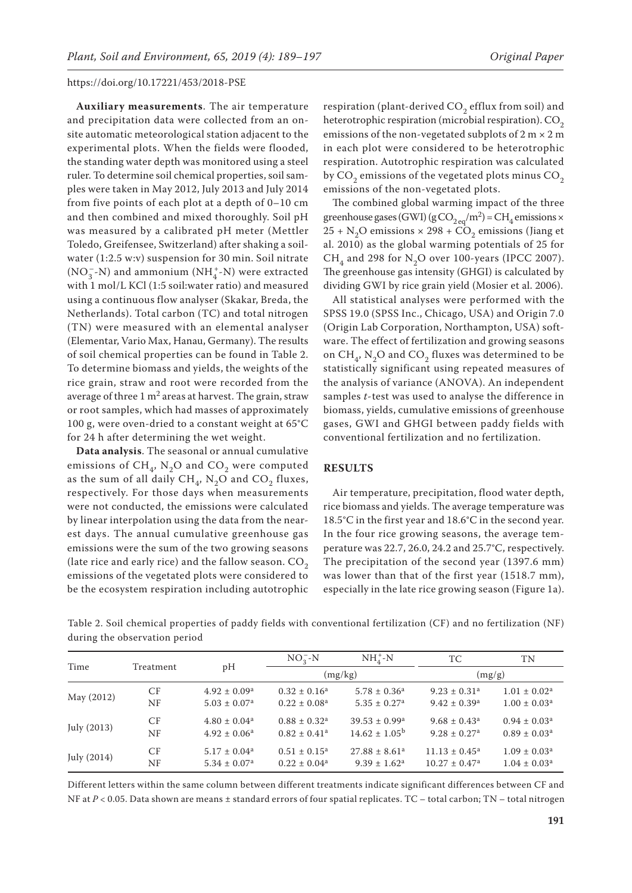**Auxiliary measurements**. The air temperature and precipitation data were collected from an on-site automatic meteorological station adjacent to the experimental plots. When the fields were flooded, the standing water depth was monitored using a steel ruler. To determine soil chemical properties, soil samples were taken in May 2012, July 2013 and July 2014 from five points of each plot at a depth of 0–10 cm and then combined and mixed thoroughly. Soil pH was measured by a calibrated pH meter (Mettler Toledo, Greifensee, Switzerland) after shaking a soil-water (1:2.5 w:v) suspension for 30 min. Soil nitrate ($NO_3^-$-N) and ammonium ($NH_4^+$-N) were extracted with 1 mol/L KCl (1:5 soil:water ratio) and measured using a continuous flow analyser (Skakar, Breda, the Netherlands). Total carbon (TC) and total nitrogen (TN) were measured with an elemental analyser (Elementar, Vario Max, Hanau, Germany). The results of soil chemical properties can be found in Table 2. To determine biomass and yields, the weights of the rice grain, straw and root were recorded from the average of three 1 $m^2$ areas at harvest. The grain, straw or root samples, which had masses of approximately 100 g, were oven-dried to a constant weight at 65°C for 24 h after determining the wet weight.

**Data analysis**. The seasonal or annual cumulative emissions of $CH_4$, $N_2O$ and $CO_2$ were computed as the sum of all daily $CH_4$, $N_2O$ and $CO_2$ fluxes, respectively. For those days when measurements were not conducted, the emissions were calculated by linear interpolation using the data from the nearest days. The annual cumulative greenhouse gas emissions were the sum of the two growing seasons (late rice and early rice) and the fallow season. $CO_2$ emissions of the vegetated plots were considered to be the ecosystem respiration including autotrophic respiration (plant-derived $CO_2$ efflux from soil) and heterotrophic respiration (microbial respiration). $CO_2$ emissions of the non-vegetated subplots of 2 m × 2 m in each plot were considered to be heterotrophic respiration. Autotrophic respiration was calculated by $CO_2$ emissions of the vegetated plots minus $CO_2$ emissions of the non-vegetated plots.

The combined global warming impact of the three greenhouse gases (GWI) (g $CO_{2\,eq}/m^2$) = $CH_4$ emissions × 25 + $N_2O$ emissions × 298 + $CO_2$ emissions (Jiang et al. 2010) as the global warming potentials of 25 for $CH_4$ and 298 for $N_2O$ over 100-years (IPCC 2007). The greenhouse gas intensity (GHGI) is calculated by dividing GWI by rice grain yield (Mosier et al. 2006).

All statistical analyses were performed with the SPSS 19.0 (SPSS Inc., Chicago, USA) and Origin 7.0 (Origin Lab Corporation, Northampton, USA) software. The effect of fertilization and growing seasons on $CH_4$, $N_2O$ and $CO_2$ fluxes was determined to be statistically significant using repeated measures of the analysis of variance (ANOVA). An independent samples *t*-test was used to analyse the difference in biomass, yields, cumulative emissions of greenhouse gases, GWI and GHGI between paddy fields with conventional fertilization and no fertilization.

## RESULTS

Air temperature, precipitation, flood water depth, rice biomass and yields. The average temperature was 18.5°C in the first year and 18.6°C in the second year. In the four rice growing seasons, the average temperature was 22.7, 26.0, 24.2 and 25.7°C, respectively. The precipitation of the second year (1397.6 mm) was lower than that of the first year (1518.7 mm), especially in the late rice growing season (Figure 1a).

Table 2. Soil chemical properties of paddy fields with conventional fertilization (CF) and no fertilization (NF) during the observation period

| Time | Treatment | pH | $NO_3^-$-N | $NH_4^+$-N | TC | TN |
|---|---|---|---|---|---|---|
| | | | (mg/kg) | | (mg/g) | |
| May (2012) | CF | 4.92 ± 0.09[a] | 0.32 ± 0.16[a] | 5.78 ± 0.36[a] | 9.23 ± 0.31[a] | 1.01 ± 0.02[a] |
| | NF | 5.03 ± 0.07[a] | 0.22 ± 0.08[a] | 5.35 ± 0.27[a] | 9.42 ± 0.39[a] | 1.00 ± 0.03[a] |
| July (2013) | CF | 4.80 ± 0.04[a] | 0.88 ± 0.32[a] | 39.53 ± 0.99[a] | 9.68 ± 0.43[a] | 0.94 ± 0.03[a] |
| | NF | 4.92 ± 0.06[a] | 0.82 ± 0.41[a] | 14.62 ± 1.05[b] | 9.28 ± 0.27[a] | 0.89 ± 0.03[a] |
| July (2014) | CF | 5.17 ± 0.04[a] | 0.51 ± 0.15[a] | 27.88 ± 8.61[a] | 11.13 ± 0.45[a] | 1.09 ± 0.03[a] |
| | NF | 5.34 ± 0.07[a] | 0.22 ± 0.04[a] | 9.39 ± 1.62[a] | 10.27 ± 0.47[a] | 1.04 ± 0.03[a] |

Different letters within the same column between different treatments indicate significant differences between CF and NF at $P < 0.05$. Data shown are means ± standard errors of four spatial replicates. TC – total carbon; TN – total nitrogen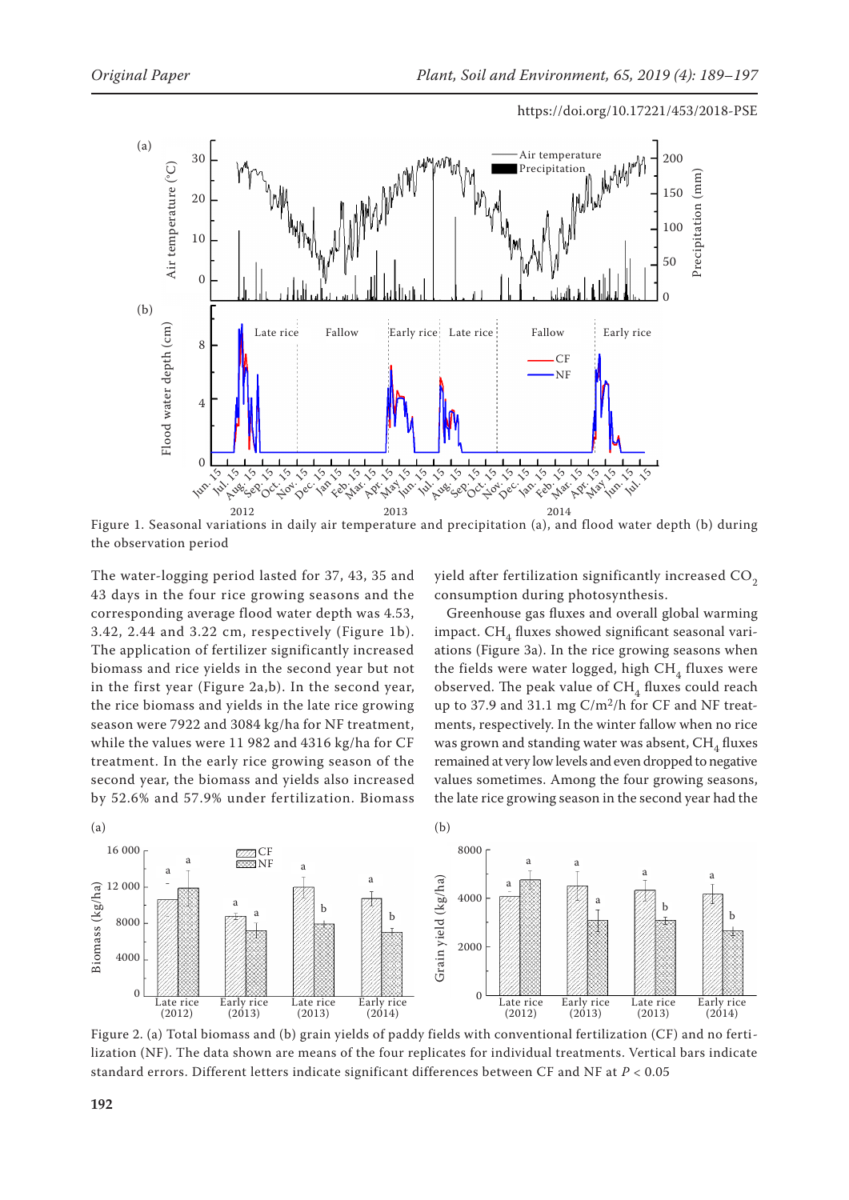Figure 1. Seasonal variations in daily air temperature and precipitation (a), and flood water depth (b) during the observation period

The water-logging period lasted for 37, 43, 35 and 43 days in the four rice growing seasons and the corresponding average flood water depth was 4.53, 3.42, 2.44 and 3.22 cm, respectively (Figure 1b). The application of fertilizer significantly increased biomass and rice yields in the second year but not in the first year (Figure 2a,b). In the second year, the rice biomass and yields in the late rice growing season were 7922 and 3084 kg/ha for NF treatment, while the values were 11 982 and 4316 kg/ha for CF treatment. In the early rice growing season of the second year, the biomass and yields also increased by 52.6% and 57.9% under fertilization. Biomass yield after fertilization significantly increased $CO_2$ consumption during photosynthesis.

Greenhouse gas fluxes and overall global warming impact. $CH_4$ fluxes showed significant seasonal variations (Figure 3a). In the rice growing seasons when the fields were water logged, high $CH_4$ fluxes were observed. The peak value of $CH_4$ fluxes could reach up to 37.9 and 31.1 mg C/m$^2$/h for CF and NF treatments, respectively. In the winter fallow when no rice was grown and standing water was absent, $CH_4$ fluxes remained at very low levels and even dropped to negative values sometimes. Among the four growing seasons, the late rice growing season in the second year had the

Figure 2. (a) Total biomass and (b) grain yields of paddy fields with conventional fertilization (CF) and no fertilization (NF). The data shown are means of the four replicates for individual treatments. Vertical bars indicate standard errors. Different letters indicate significant differences between CF and NF at $P < 0.05$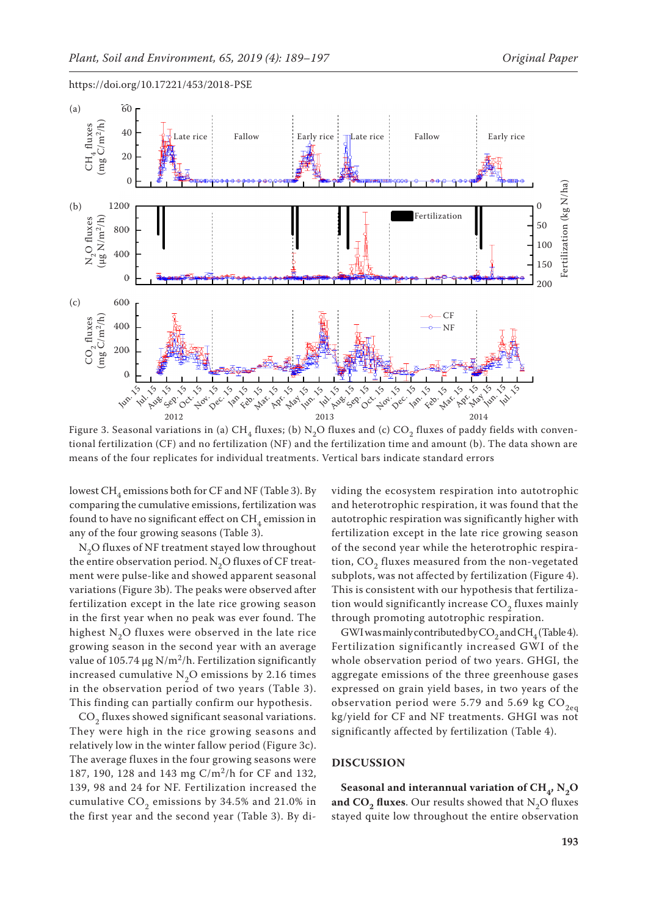Figure 3. Seasonal variations in (a) $CH_4$ fluxes; (b) $N_2O$ fluxes and (c) $CO_2$ fluxes of paddy fields with conventional fertilization (CF) and no fertilization (NF) and the fertilization time and amount (b). The data shown are means of the four replicates for individual treatments. Vertical bars indicate standard errors

lowest $CH_4$ emissions both for CF and NF (Table 3). By comparing the cumulative emissions, fertilization was found to have no significant effect on $CH_4$ emission in any of the four growing seasons (Table 3).

$N_2O$ fluxes of NF treatment stayed low throughout the entire observation period. $N_2O$ fluxes of CF treatment were pulse-like and showed apparent seasonal variations (Figure 3b). The peaks were observed after fertilization except in the late rice growing season in the first year when no peak was ever found. The highest $N_2O$ fluxes were observed in the late rice growing season in the second year with an average value of 105.74 μg N/m²/h. Fertilization significantly increased cumulative $N_2O$ emissions by 2.16 times in the observation period of two years (Table 3). This finding can partially confirm our hypothesis.

$CO_2$ fluxes showed significant seasonal variations. They were high in the rice growing seasons and relatively low in the winter fallow period (Figure 3c). The average fluxes in the four growing seasons were 187, 190, 128 and 143 mg C/m²/h for CF and 132, 139, 98 and 24 for NF. Fertilization increased the cumulative $CO_2$ emissions by 34.5% and 21.0% in the first year and the second year (Table 3). By dividing the ecosystem respiration into autotrophic and heterotrophic respiration, it was found that the autotrophic respiration was significantly higher with fertilization except in the late rice growing season of the second year while the heterotrophic respiration, $CO_2$ fluxes measured from the non-vegetated subplots, was not affected by fertilization (Figure 4). This is consistent with our hypothesis that fertilization would significantly increase $CO_2$ fluxes mainly through promoting autotrophic respiration.

GWI was mainly contributed by $CO_2$ and $CH_4$ (Table 4). Fertilization significantly increased GWI of the whole observation period of two years. GHGI, the aggregate emissions of the three greenhouse gases expressed on grain yield bases, in two years of the observation period were 5.79 and 5.69 kg $CO_{2eq}$ kg/yield for CF and NF treatments. GHGI was not significantly affected by fertilization (Table 4).

## DISCUSSION

**Seasonal and interannual variation of $CH_4$, $N_2O$ and $CO_2$ fluxes**. Our results showed that $N_2O$ fluxes stayed quite low throughout the entire observation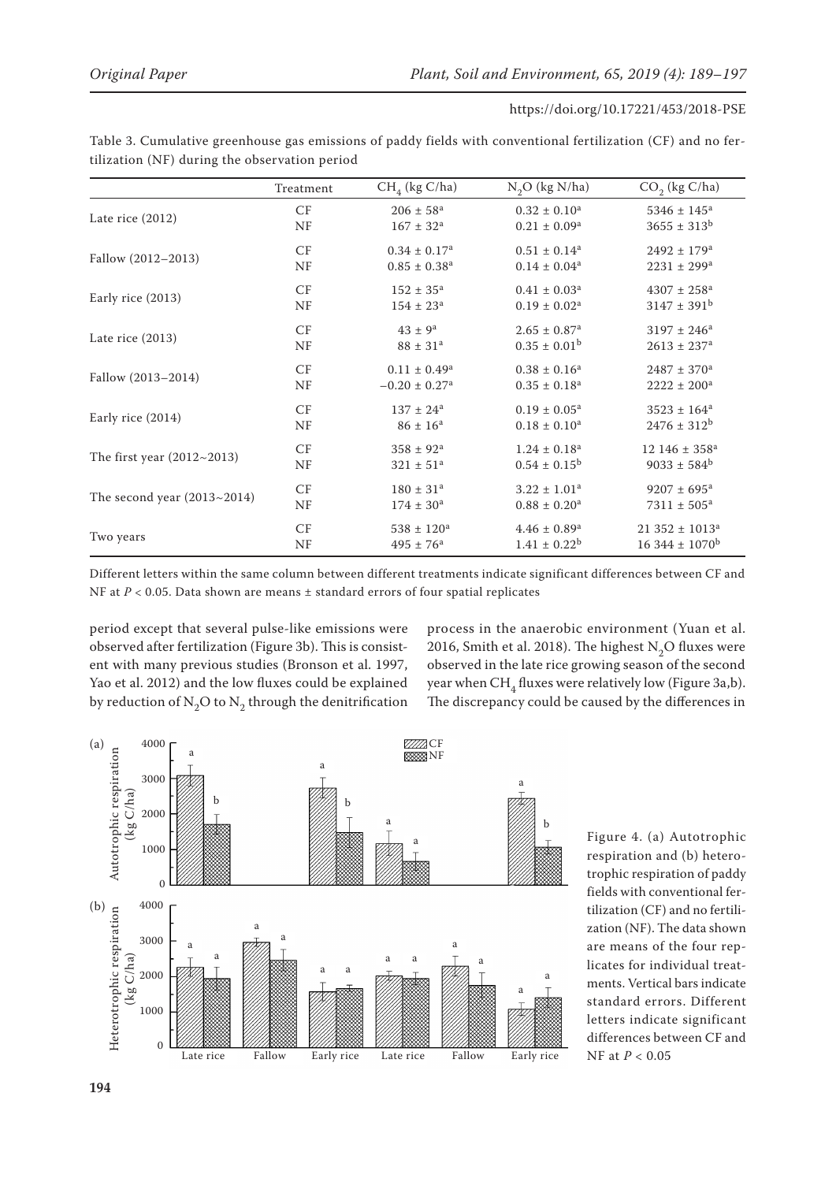Table 3. Cumulative greenhouse gas emissions of paddy fields with conventional fertilization (CF) and no fertilization (NF) during the observation period

| | Treatment | $CH_4$ (kg C/ha) | $N_2O$ (kg N/ha) | $CO_2$ (kg C/ha) |
|---|---|---|---|---|
| Late rice (2012) | CF | $206 \pm 58^a$ | $0.32 \pm 0.10^a$ | $5346 \pm 145^a$ |
| | NF | $167 \pm 32^a$ | $0.21 \pm 0.09^a$ | $3655 \pm 313^b$ |
| Fallow (2012–2013) | CF | $0.34 \pm 0.17^a$ | $0.51 \pm 0.14^a$ | $2492 \pm 179^a$ |
| | NF | $0.85 \pm 0.38^a$ | $0.14 \pm 0.04^a$ | $2231 \pm 299^a$ |
| Early rice (2013) | CF | $152 \pm 35^a$ | $0.41 \pm 0.03^a$ | $4307 \pm 258^a$ |
| | NF | $154 \pm 23^a$ | $0.19 \pm 0.02^a$ | $3147 \pm 391^b$ |
| Late rice (2013) | CF | $43 \pm 9^a$ | $2.65 \pm 0.87^a$ | $3197 \pm 246^a$ |
| | NF | $88 \pm 31^a$ | $0.35 \pm 0.01^b$ | $2613 \pm 237^a$ |
| Fallow (2013–2014) | CF | $0.11 \pm 0.49^a$ | $0.38 \pm 0.16^a$ | $2487 \pm 370^a$ |
| | NF | $-0.20 \pm 0.27^a$ | $0.35 \pm 0.18^a$ | $2222 \pm 200^a$ |
| Early rice (2014) | CF | $137 \pm 24^a$ | $0.19 \pm 0.05^a$ | $3523 \pm 164^a$ |
| | NF | $86 \pm 16^a$ | $0.18 \pm 0.10^a$ | $2476 \pm 312^b$ |
| The first year (2012~2013) | CF | $358 \pm 92^a$ | $1.24 \pm 0.18^a$ | $12\,146 \pm 358^a$ |
| | NF | $321 \pm 51^a$ | $0.54 \pm 0.15^b$ | $9033 \pm 584^b$ |
| The second year (2013~2014) | CF | $180 \pm 31^a$ | $3.22 \pm 1.01^a$ | $9207 \pm 695^a$ |
| | NF | $174 \pm 30^a$ | $0.88 \pm 0.20^a$ | $7311 \pm 505^a$ |
| Two years | CF | $538 \pm 120^a$ | $4.46 \pm 0.89^a$ | $21\,352 \pm 1013^a$ |
| | NF | $495 \pm 76^a$ | $1.41 \pm 0.22^b$ | $16\,344 \pm 1070^b$ |

Different letters within the same column between different treatments indicate significant differences between CF and NF at $P < 0.05$. Data shown are means ± standard errors of four spatial replicates

period except that several pulse-like emissions were observed after fertilization (Figure 3b). This is consistent with many previous studies (Bronson et al. 1997, Yao et al. 2012) and the low fluxes could be explained by reduction of $N_2O$ to $N_2$ through the denitrification process in the anaerobic environment (Yuan et al. 2016, Smith et al. 2018). The highest $N_2O$ fluxes were observed in the late rice growing season of the second year when $CH_4$ fluxes were relatively low (Figure 3a,b). The discrepancy could be caused by the differences in

Figure 4. (a) Autotrophic respiration and (b) heterotrophic respiration of paddy fields with conventional fertilization (CF) and no fertilization (NF). The data shown are means of the four replicates for individual treatments. Vertical bars indicate standard errors. Different letters indicate significant differences between CF and NF at $P < 0.05$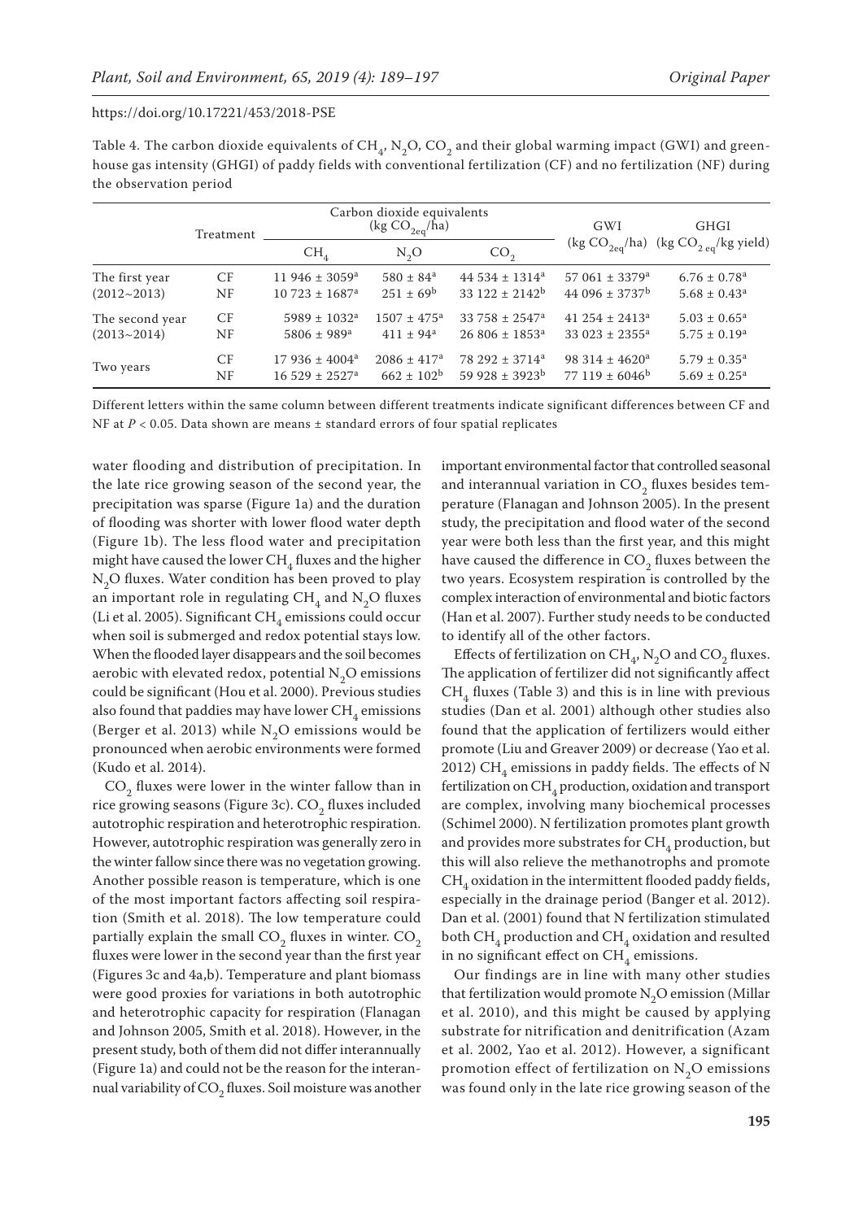Table 4. The carbon dioxide equivalents of $CH_4$, $N_2O$, $CO_2$ and their global warming impact (GWI) and greenhouse gas intensity (GHGI) of paddy fields with conventional fertilization (CF) and no fertilization (NF) during the observation period

| | Treatment | Carbon dioxide equivalents ($kg\ CO_{2eq}/ha$) | | | GWI | GHGI |
|---|---|---|---|---|---|---|
| | | $CH_4$ | $N_2O$ | $CO_2$ | ($kg\ CO_{2eq}/ha$) | ($kg\ CO_{2\ eq}/kg$ yield) |
| The first year (2012~2013) | CF | 11 946 ± 3059[a] | 580 ± 84[a] | 44 534 ± 1314[a] | 57 061 ± 3379[a] | 6.76 ± 0.78[a] |
| | NF | 10 723 ± 1687[a] | 251 ± 69[b] | 33 122 ± 2142[b] | 44 096 ± 3737[b] | 5.68 ± 0.43[a] |
| The second year (2013~2014) | CF | 5989 ± 1032[a] | 1507 ± 475[a] | 33 758 ± 2547[a] | 41 254 ± 2413[a] | 5.03 ± 0.65[a] |
| | NF | 5806 ± 989[a] | 411 ± 94[a] | 26 806 ± 1853[a] | 33 023 ± 2355[a] | 5.75 ± 0.19[a] |
| Two years | CF | 17 936 ± 4004[a] | 2086 ± 417[a] | 78 292 ± 3714[a] | 98 314 ± 4620[a] | 5.79 ± 0.35[a] |
| | NF | 16 529 ± 2527[a] | 662 ± 102[b] | 59 928 ± 3923[b] | 77 119 ± 6046[b] | 5.69 ± 0.25[a] |

Different letters within the same column between different treatments indicate significant differences between CF and NF at $P < 0.05$. Data shown are means ± standard errors of four spatial replicates

water flooding and distribution of precipitation. In the late rice growing season of the second year, the precipitation was sparse (Figure 1a) and the duration of flooding was shorter with lower flood water depth (Figure 1b). The less flood water and precipitation might have caused the lower $CH_4$ fluxes and the higher $N_2O$ fluxes. Water condition has been proved to play an important role in regulating $CH_4$ and $N_2O$ fluxes (Li et al. 2005). Significant $CH_4$ emissions could occur when soil is submerged and redox potential stays low. When the flooded layer disappears and the soil becomes aerobic with elevated redox, potential $N_2O$ emissions could be significant (Hou et al. 2000). Previous studies also found that paddies may have lower $CH_4$ emissions (Berger et al. 2013) while $N_2O$ emissions would be pronounced when aerobic environments were formed (Kudo et al. 2014).

$CO_2$ fluxes were lower in the winter fallow than in rice growing seasons (Figure 3c). $CO_2$ fluxes included autotrophic respiration and heterotrophic respiration. However, autotrophic respiration was generally zero in the winter fallow since there was no vegetation growing. Another possible reason is temperature, which is one of the most important factors affecting soil respiration (Smith et al. 2018). The low temperature could partially explain the small $CO_2$ fluxes in winter. $CO_2$ fluxes were lower in the second year than the first year (Figures 3c and 4a,b). Temperature and plant biomass were good proxies for variations in both autotrophic and heterotrophic capacity for respiration (Flanagan and Johnson 2005, Smith et al. 2018). However, in the present study, both of them did not differ interannually (Figure 1a) and could not be the reason for the interannual variability of $CO_2$ fluxes. Soil moisture was another important environmental factor that controlled seasonal and interannual variation in $CO_2$ fluxes besides temperature (Flanagan and Johnson 2005). In the present study, the precipitation and flood water of the second year were both less than the first year, and this might have caused the difference in $CO_2$ fluxes between the two years. Ecosystem respiration is controlled by the complex interaction of environmental and biotic factors (Han et al. 2007). Further study needs to be conducted to identify all of the other factors.

Effects of fertilization on $CH_4$, $N_2O$ and $CO_2$ fluxes. The application of fertilizer did not significantly affect $CH_4$ fluxes (Table 3) and this is in line with previous studies (Dan et al. 2001) although other studies also found that the application of fertilizers would either promote (Liu and Greaver 2009) or decrease (Yao et al. 2012) $CH_4$ emissions in paddy fields. The effects of N fertilization on $CH_4$ production, oxidation and transport are complex, involving many biochemical processes (Schimel 2000). N fertilization promotes plant growth and provides more substrates for $CH_4$ production, but this will also relieve the methanotrophs and promote $CH_4$ oxidation in the intermittent flooded paddy fields, especially in the drainage period (Banger et al. 2012). Dan et al. (2001) found that N fertilization stimulated both $CH_4$ production and $CH_4$ oxidation and resulted in no significant effect on $CH_4$ emissions.

Our findings are in line with many other studies that fertilization would promote $N_2O$ emission (Millar et al. 2010), and this might be caused by applying substrate for nitrification and denitrification (Azam et al. 2002, Yao et al. 2012). However, a significant promotion effect of fertilization on $N_2O$ emissions was found only in the late rice growing season of the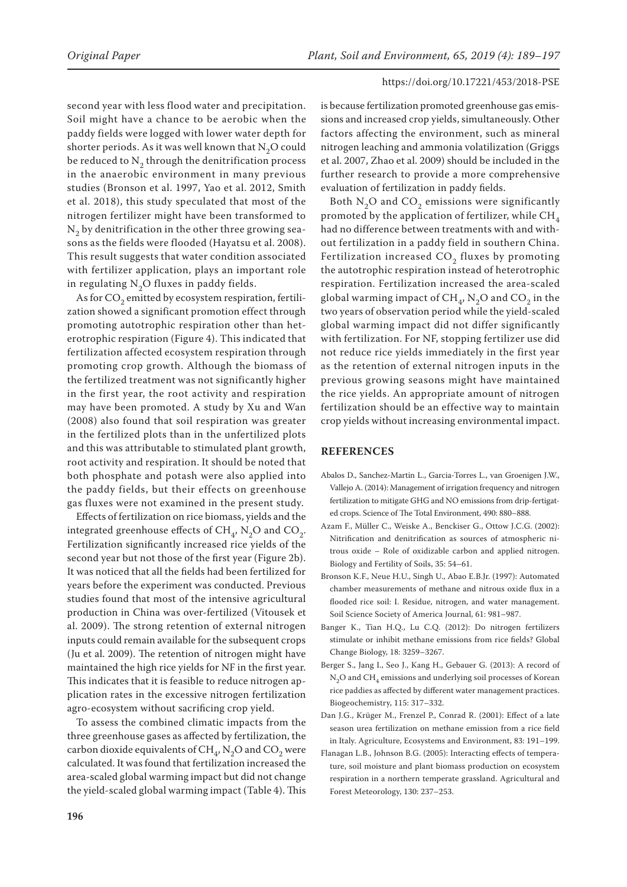second year with less flood water and precipitation. Soil might have a chance to be aerobic when the paddy fields were logged with lower water depth for shorter periods. As it was well known that $N_2O$ could be reduced to $N_2$ through the denitrification process in the anaerobic environment in many previous studies (Bronson et al. 1997, Yao et al. 2012, Smith et al. 2018), this study speculated that most of the nitrogen fertilizer might have been transformed to $N_2$ by denitrification in the other three growing seasons as the fields were flooded (Hayatsu et al. 2008). This result suggests that water condition associated with fertilizer application, plays an important role in regulating $N_2O$ fluxes in paddy fields.

As for $CO_2$ emitted by ecosystem respiration, fertilization showed a significant promotion effect through promoting autotrophic respiration other than heterotrophic respiration (Figure 4). This indicated that fertilization affected ecosystem respiration through promoting crop growth. Although the biomass of the fertilized treatment was not significantly higher in the first year, the root activity and respiration may have been promoted. A study by Xu and Wan (2008) also found that soil respiration was greater in the fertilized plots than in the unfertilized plots and this was attributable to stimulated plant growth, root activity and respiration. It should be noted that both phosphate and potash were also applied into the paddy fields, but their effects on greenhouse gas fluxes were not examined in the present study.

Effects of fertilization on rice biomass, yields and the integrated greenhouse effects of $CH_4$, $N_2O$ and $CO_2$. Fertilization significantly increased rice yields of the second year but not those of the first year (Figure 2b). It was noticed that all the fields had been fertilized for years before the experiment was conducted. Previous studies found that most of the intensive agricultural production in China was over-fertilized (Vitousek et al. 2009). The strong retention of external nitrogen inputs could remain available for the subsequent crops (Ju et al. 2009). The retention of nitrogen might have maintained the high rice yields for NF in the first year. This indicates that it is feasible to reduce nitrogen application rates in the excessive nitrogen fertilization agro-ecosystem without sacrificing crop yield.

To assess the combined climatic impacts from the three greenhouse gases as affected by fertilization, the carbon dioxide equivalents of $CH_4$, $N_2O$ and $CO_2$ were calculated. It was found that fertilization increased the area-scaled global warming impact but did not change the yield-scaled global warming impact (Table 4). This is because fertilization promoted greenhouse gas emissions and increased crop yields, simultaneously. Other factors affecting the environment, such as mineral nitrogen leaching and ammonia volatilization (Griggs et al. 2007, Zhao et al. 2009) should be included in the further research to provide a more comprehensive evaluation of fertilization in paddy fields.

Both $N_2O$ and $CO_2$ emissions were significantly promoted by the application of fertilizer, while $CH_4$ had no difference between treatments with and without fertilization in a paddy field in southern China. Fertilization increased $CO_2$ fluxes by promoting the autotrophic respiration instead of heterotrophic respiration. Fertilization increased the area-scaled global warming impact of $CH_4$, $N_2O$ and $CO_2$ in the two years of observation period while the yield-scaled global warming impact did not differ significantly with fertilization. For NF, stopping fertilizer use did not reduce rice yields immediately in the first year as the retention of external nitrogen inputs in the previous growing seasons might have maintained the rice yields. An appropriate amount of nitrogen fertilization should be an effective way to maintain crop yields without increasing environmental impact.

## REFERENCES

Abalos D., Sanchez-Martin L., Garcia-Torres L., van Groenigen J.W., Vallejo A. (2014): Management of irrigation frequency and nitrogen fertilization to mitigate GHG and NO emissions from drip-fertigated crops. Science of The Total Environment, 490: 880–888.

Azam F., Müller C., Weiske A., Benckiser G., Ottow J.C.G. (2002): Nitrification and denitrification as sources of atmospheric nitrous oxide – Role of oxidizable carbon and applied nitrogen. Biology and Fertility of Soils, 35: 54–61.

Bronson K.F., Neue H.U., Singh U., Abao E.B.Jr. (1997): Automated chamber measurements of methane and nitrous oxide flux in a flooded rice soil: I. Residue, nitrogen, and water management. Soil Science Society of America Journal, 61: 981–987.

Banger K., Tian H.Q., Lu C.Q. (2012): Do nitrogen fertilizers stimulate or inhibit methane emissions from rice fields? Global Change Biology, 18: 3259–3267.

Berger S., Jang I., Seo J., Kang H., Gebauer G. (2013): A record of $N_2O$ and $CH_4$ emissions and underlying soil processes of Korean rice paddies as affected by different water management practices. Biogeochemistry, 115: 317–332.

Dan J.G., Krüger M., Frenzel P., Conrad R. (2001): Effect of a late season urea fertilization on methane emission from a rice field in Italy. Agriculture, Ecosystems and Environment, 83: 191–199.

Flanagan L.B., Johnson B.G. (2005): Interacting effects of temperature, soil moisture and plant biomass production on ecosystem respiration in a northern temperate grassland. Agricultural and Forest Meteorology, 130: 237–253.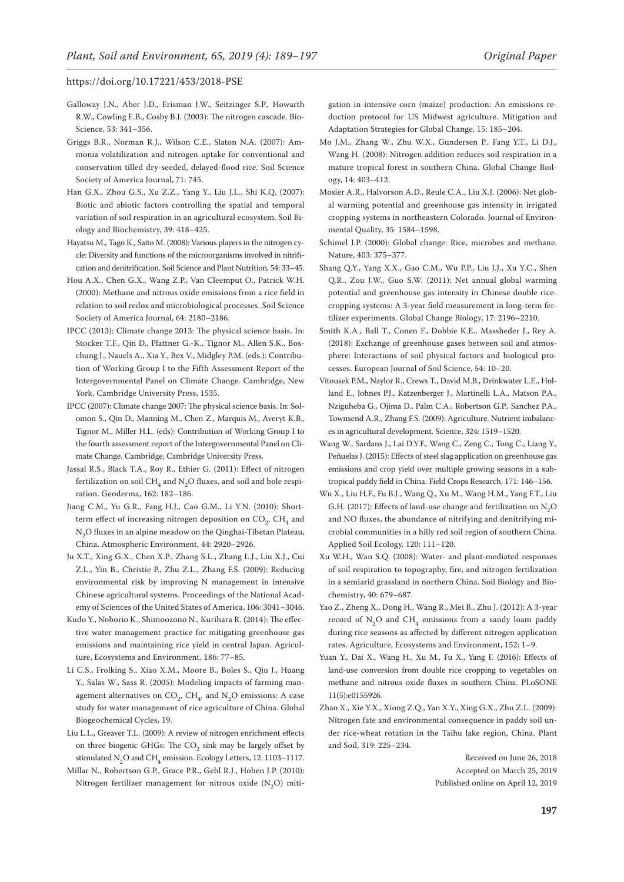Galloway J.N., Aber J.D., Erisman J.W., Seitzinger S.P., Howarth R.W., Cowling E.B., Cosby B.J. (2003): The nitrogen cascade. BioScience, 53: 341–356.

Griggs B.R., Norman R.J., Wilson C.E., Slaton N.A. (2007): Ammonia volatilization and nitrogen uptake for conventional and conservation tilled dry-seeded, delayed-flood rice. Soil Science Society of America Journal, 71: 745.

Han G.X., Zhou G.S., Xu Z.Z., Yang Y., Liu J.L., Shi K.Q. (2007): Biotic and abiotic factors controlling the spatial and temporal variation of soil respiration in an agricultural ecosystem. Soil Biology and Biochemistry, 39: 418–425.

Hayatsu M., Tago K., Saito M. (2008): Various players in the nitrogen cycle: Diversity and functions of the microorganisms involved in nitrification and denitrification. Soil Science and Plant Nutrition, 54: 33–45.

Hou A.X., Chen G.X., Wang Z.P., Van Cleemput O., Patrick W.H. (2000): Methane and nitrous oxide emissions from a rice field in relation to soil redox and microbiological processes. Soil Science Society of America Journal, 64: 2180–2186.

IPCC (2013): Climate change 2013: The physical science basis. In: Stocker T.F., Qin D., Plattner G.-K., Tignor M., Allen S.K., Boschung J., Nauels A., Xia Y., Bex V., Midgley P.M. (eds.): Contribution of Working Group I to the Fifth Assessment Report of the Intergovernmental Panel on Climate Change. Cambridge, New York, Cambridge University Press, 1535.

IPCC (2007): Climate change 2007: The physical science basis. In: Solomon S., Qin D., Manning M., Chen Z., Marquis M., Averyt K.B., Tignor M., Miller H.L. (eds): Contribution of Working Group I to the fourth assessment report of the Intergovernmental Panel on Climate Change. Cambridge, Cambridge University Press.

Jassal R.S., Black T.A., Roy R., Ethier G. (2011): Effect of nitrogen fertilization on soil $CH_4$ and $N_2O$ fluxes, and soil and bole respiration. Geoderma, 162: 182–186.

Jiang C.M., Yu G.R., Fang H.J., Cao G.M., Li Y.N. (2010): Short-term effect of increasing nitrogen deposition on $CO_2$, $CH_4$ and $N_2O$ fluxes in an alpine meadow on the Qinghai-Tibetan Plateau, China. Atmospheric Environment, 44: 2920–2926.

Ju X.T., Xing G.X., Chen X.P., Zhang S.L., Zhang L.J., Liu X.J., Cui Z.L., Yin B., Christie P., Zhu Z.L., Zhang F.S. (2009): Reducing environmental risk by improving N management in intensive Chinese agricultural systems. Proceedings of the National Academy of Sciences of the United States of America, 106: 3041–3046.

Kudo Y., Noborio K., Shimoozono N., Kurihara R. (2014): The effective water management practice for mitigating greenhouse gas emissions and maintaining rice yield in central Japan. Agriculture, Ecosystems and Environment, 186: 77–85.

Li C.S., Frolking S., Xiao X.M., Moore B., Boles S., Qiu J., Huang Y., Salas W., Sass R. (2005): Modeling impacts of farming management alternatives on $CO_2$, $CH_4$, and $N_2O$ emissions: A case study for water management of rice agriculture of China. Global Biogeochemical Cycles, 19.

Liu L.L., Greaver T.L. (2009): A review of nitrogen enrichment effects on three biogenic GHGs: The $CO_2$ sink may be largely offset by stimulated $N_2O$ and $CH_4$ emission. Ecology Letters, 12: 1103–1117.

Millar N., Robertson G.P., Grace P.R., Gehl R.J., Hoben J.P. (2010): Nitrogen fertilizer management for nitrous oxide ($N_2O$) mitigation in intensive corn (maize) production: An emissions reduction protocol for US Midwest agriculture. Mitigation and Adaptation Strategies for Global Change, 15: 185–204.

Mo J.M., Zhang W., Zhu W.X., Gundersen P., Fang Y.T., Li D.J., Wang H. (2008): Nitrogen addition reduces soil respiration in a mature tropical forest in southern China. Global Change Biology, 14: 403–412.

Mosier A.R., Halvorson A.D., Reule C.A., Liu X.J. (2006): Net global warming potential and greenhouse gas intensity in irrigated cropping systems in northeastern Colorado. Journal of Environmental Quality, 35: 1584–1598.

Schimel J.P. (2000): Global change: Rice, microbes and methane. Nature, 403: 375–377.

Shang Q.Y., Yang X.X., Gao C.M., Wu P.P., Liu J.J., Xu Y.C., Shen Q.R., Zou J.W., Guo S.W. (2011): Net annual global warming potential and greenhouse gas intensity in Chinese double rice-cropping systems: A 3-year field measurement in long-term fertilizer experiments. Global Change Biology, 17: 2196–2210.

Smith K.A., Ball T., Conen F., Dobbie K.E., Massheder J., Rey A. (2018): Exchange of greenhouse gases between soil and atmosphere: Interactions of soil physical factors and biological processes. European Journal of Soil Science, 54: 10–20.

Vitousek P.M., Naylor R., Crews T., David M.B., Drinkwater L.E., Holland E., Johnes P.J., Katzenberger J., Martinelli L.A., Matson P.A., Nziguheba G., Ojima D., Palm C.A., Robertson G.P., Sanchez P.A., Townsend A.R., Zhang F.S. (2009): Agriculture. Nutrient imbalances in agricultural development. Science, 324: 1519–1520.

Wang W., Sardans J., Lai D.Y.F., Wang C., Zeng C., Tong C., Liang Y., Peñuelas J. (2015): Effects of steel slag application on greenhouse gas emissions and crop yield over multiple growing seasons in a subtropical paddy field in China. Field Crops Research, 171: 146–156.

Wu X., Liu H.F., Fu B.J., Wang Q., Xu M., Wang H.M., Yang F.T., Liu G.H. (2017): Effects of land-use change and fertilization on $N_2O$ and NO fluxes, the abundance of nitrifying and denitrifying microbial communities in a hilly red soil region of southern China. Applied Soil Ecology, 120: 111–120.

Xu W.H., Wan S.Q. (2008): Water- and plant-mediated responses of soil respiration to topography, fire, and nitrogen fertilization in a semiarid grassland in northern China. Soil Biology and Biochemistry, 40: 679–687.

Yao Z., Zheng X., Dong H., Wang R., Mei B., Zhu J. (2012): A 3-year record of $N_2O$ and $CH_4$ emissions from a sandy loam paddy during rice seasons as affected by different nitrogen application rates. Agriculture, Ecosystems and Environment, 152: 1–9.

Yuan Y., Dai X., Wang H., Xu M., Fu X., Yang F. (2016): Effects of land-use conversion from double rice cropping to vegetables on methane and nitrous oxide fluxes in southern China. PLoSONE 11(5):e0155926.

Zhao X., Xie Y.X., Xiong Z.Q., Yan X.Y., Xing G.X., Zhu Z.L. (2009): Nitrogen fate and environmental consequence in paddy soil under rice-wheat rotation in the Taihu lake region, China. Plant and Soil, 319: 225–234.

Received on June 26, 2018
Accepted on March 25, 2019
Published online on April 12, 2019